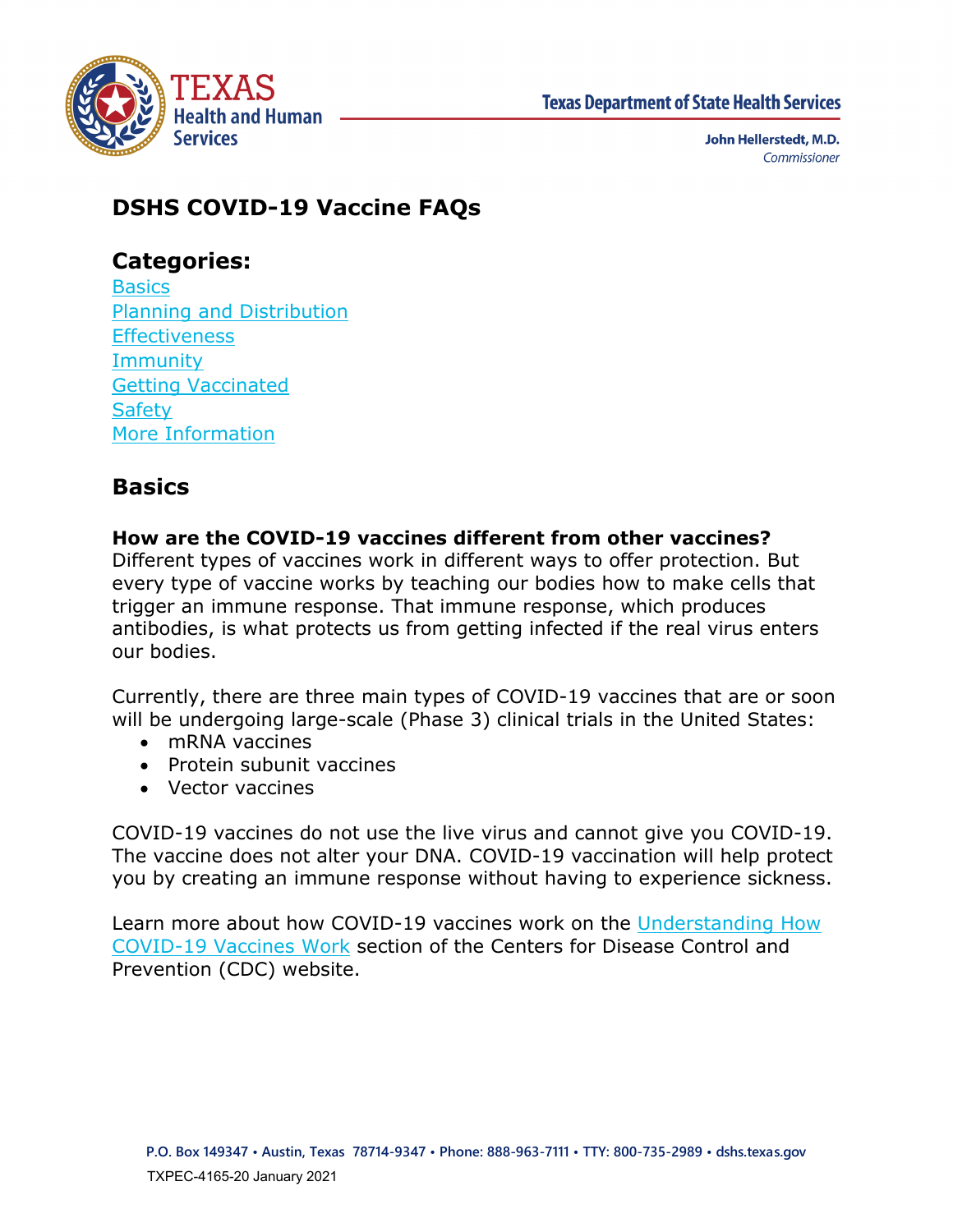# DSHS COVID-19 Vaccine FAQs

## Categories:

[Basics](#basics)
[Planning and Distribution](#planning-and-distribution)
[Effectiveness](#effectiveness)
[Immunity](#immunity)
[Getting Vaccinated](#getting-vaccinated)
[Safety](#safety)
[More Information](#more-information)

## Basics

**How are the COVID-19 vaccines different from other vaccines?**
Different types of vaccines work in different ways to offer protection. But every type of vaccine works by teaching our bodies how to make cells that trigger an immune response. That immune response, which produces antibodies, is what protects us from getting infected if the real virus enters our bodies.

Currently, there are three main types of COVID-19 vaccines that are or soon will be undergoing large-scale (Phase 3) clinical trials in the United States:

- mRNA vaccines
- Protein subunit vaccines
- Vector vaccines

COVID-19 vaccines do not use the live virus and cannot give you COVID-19. The vaccine does not alter your DNA. COVID-19 vaccination will help protect you by creating an immune response without having to experience sickness.

Learn more about how COVID-19 vaccines work on the Understanding How COVID-19 Vaccines Work section of the Centers for Disease Control and Prevention (CDC) website.

TXPEC-4165-20 January 2021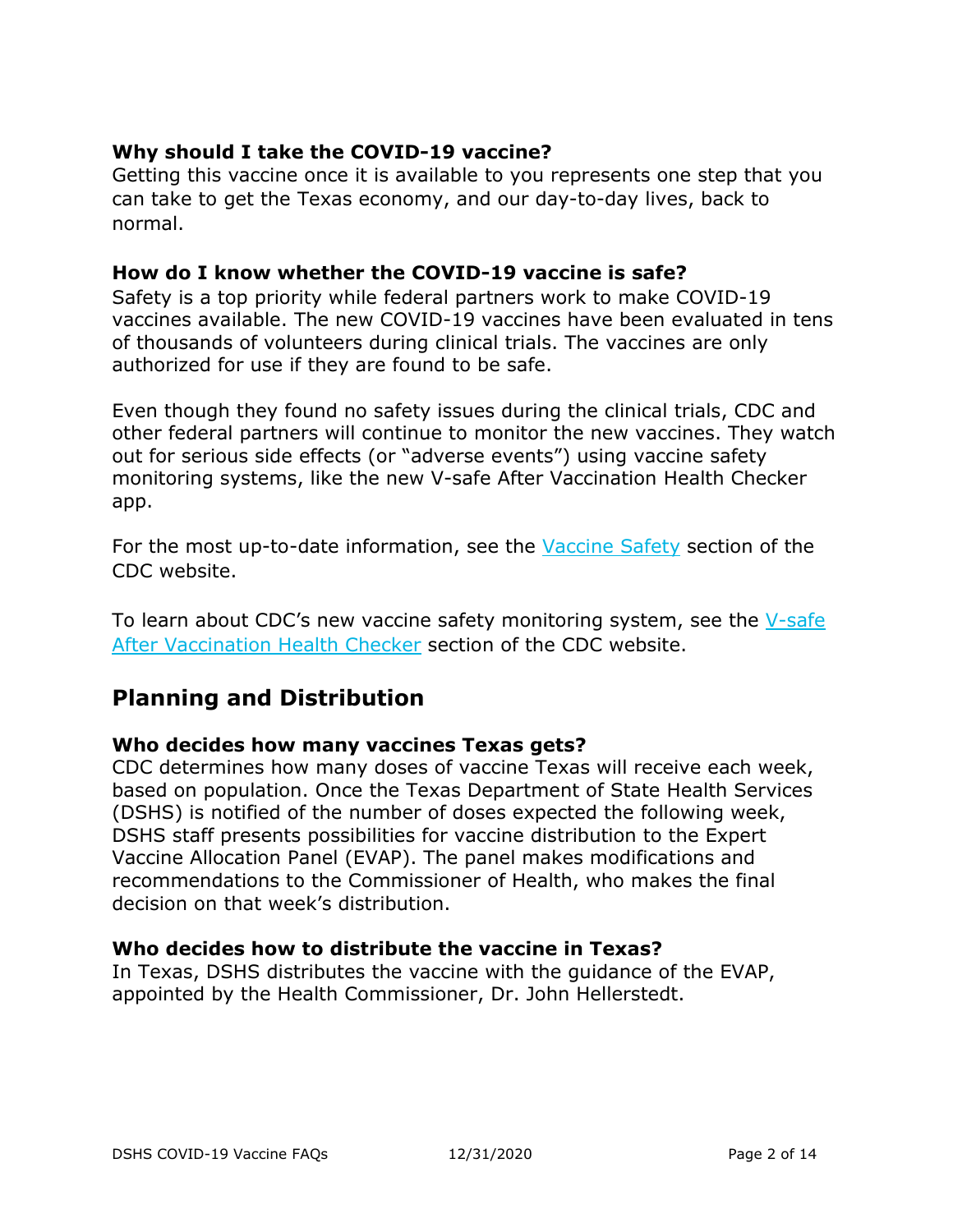**Why should I take the COVID-19 vaccine?**

Getting this vaccine once it is available to you represents one step that you can take to get the Texas economy, and our day-to-day lives, back to normal.

**How do I know whether the COVID-19 vaccine is safe?**

Safety is a top priority while federal partners work to make COVID-19 vaccines available. The new COVID-19 vaccines have been evaluated in tens of thousands of volunteers during clinical trials. The vaccines are only authorized for use if they are found to be safe.

Even though they found no safety issues during the clinical trials, CDC and other federal partners will continue to monitor the new vaccines. They watch out for serious side effects (or "adverse events") using vaccine safety monitoring systems, like the new V-safe After Vaccination Health Checker app.

For the most up-to-date information, see the [Vaccine Safety]() section of the CDC website.

To learn about CDC's new vaccine safety monitoring system, see the [V-safe After Vaccination Health Checker]() section of the CDC website.

## Planning and Distribution

**Who decides how many vaccines Texas gets?**

CDC determines how many doses of vaccine Texas will receive each week, based on population. Once the Texas Department of State Health Services (DSHS) is notified of the number of doses expected the following week, DSHS staff presents possibilities for vaccine distribution to the Expert Vaccine Allocation Panel (EVAP). The panel makes modifications and recommendations to the Commissioner of Health, who makes the final decision on that week's distribution.

**Who decides how to distribute the vaccine in Texas?**

In Texas, DSHS distributes the vaccine with the guidance of the EVAP, appointed by the Health Commissioner, Dr. John Hellerstedt.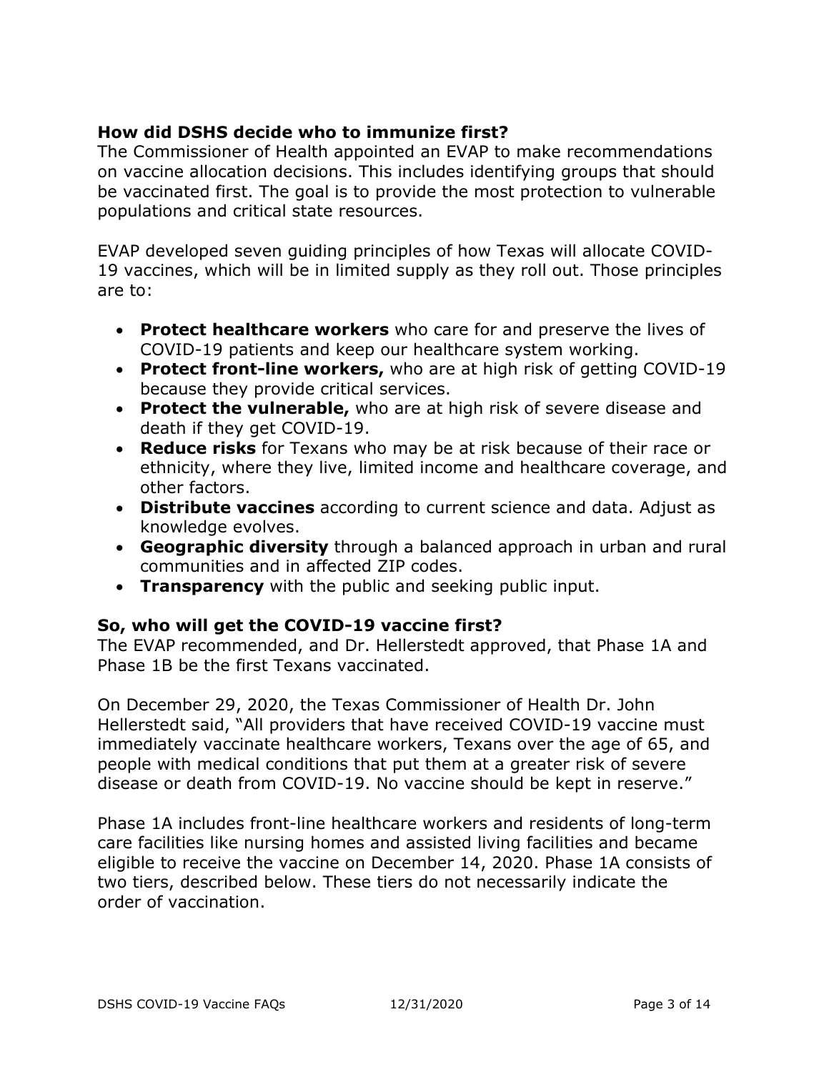### How did DSHS decide who to immunize first?

The Commissioner of Health appointed an EVAP to make recommendations on vaccine allocation decisions. This includes identifying groups that should be vaccinated first. The goal is to provide the most protection to vulnerable populations and critical state resources.

EVAP developed seven guiding principles of how Texas will allocate COVID-19 vaccines, which will be in limited supply as they roll out. Those principles are to:

- **Protect healthcare workers** who care for and preserve the lives of COVID-19 patients and keep our healthcare system working.
- **Protect front-line workers,** who are at high risk of getting COVID-19 because they provide critical services.
- **Protect the vulnerable,** who are at high risk of severe disease and death if they get COVID-19.
- **Reduce risks** for Texans who may be at risk because of their race or ethnicity, where they live, limited income and healthcare coverage, and other factors.
- **Distribute vaccines** according to current science and data. Adjust as knowledge evolves.
- **Geographic diversity** through a balanced approach in urban and rural communities and in affected ZIP codes.
- **Transparency** with the public and seeking public input.

### So, who will get the COVID-19 vaccine first?

The EVAP recommended, and Dr. Hellerstedt approved, that Phase 1A and Phase 1B be the first Texans vaccinated.

On December 29, 2020, the Texas Commissioner of Health Dr. John Hellerstedt said, "All providers that have received COVID-19 vaccine must immediately vaccinate healthcare workers, Texans over the age of 65, and people with medical conditions that put them at a greater risk of severe disease or death from COVID-19. No vaccine should be kept in reserve."

Phase 1A includes front-line healthcare workers and residents of long-term care facilities like nursing homes and assisted living facilities and became eligible to receive the vaccine on December 14, 2020. Phase 1A consists of two tiers, described below. These tiers do not necessarily indicate the order of vaccination.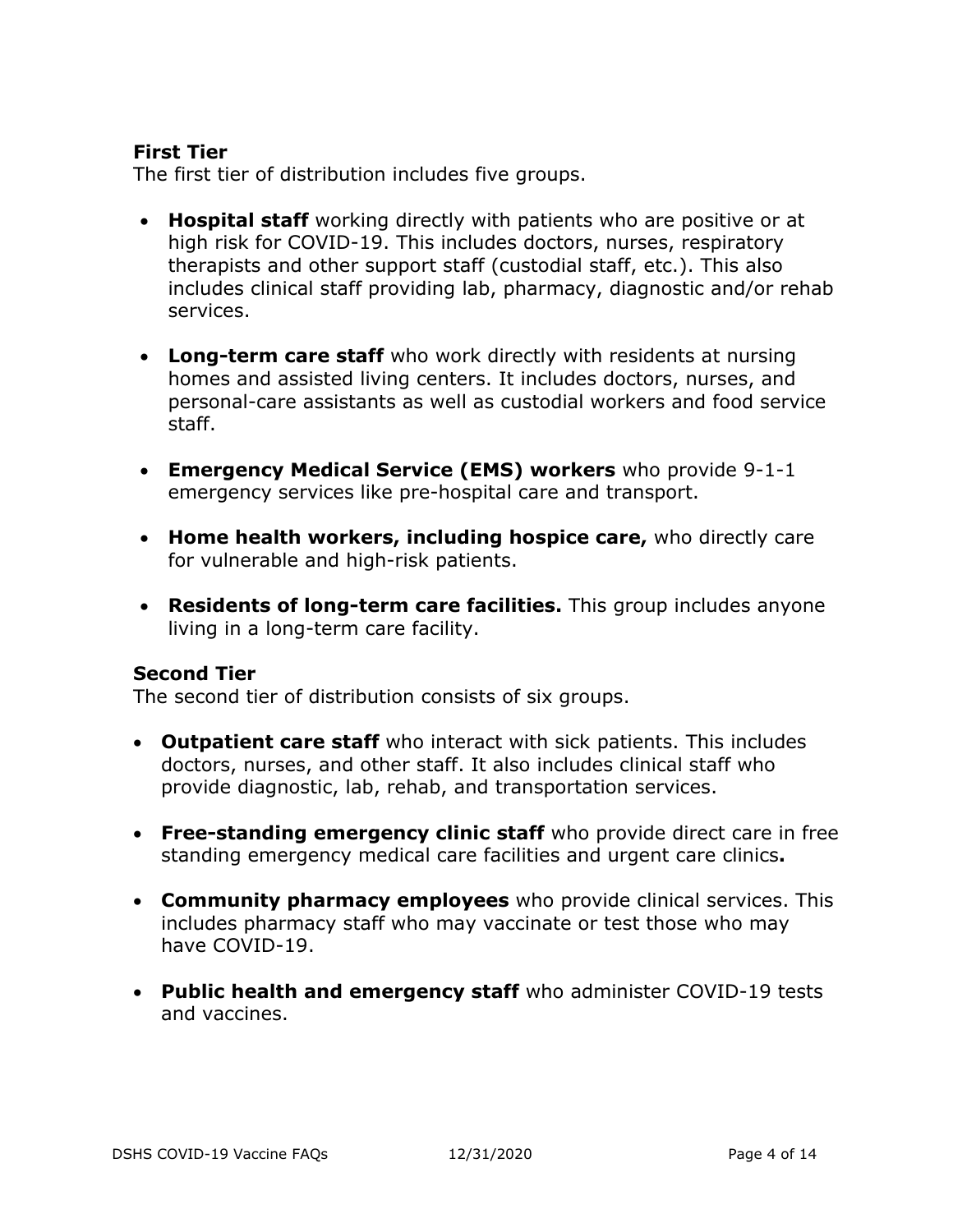### First Tier

The first tier of distribution includes five groups.

- **Hospital staff** working directly with patients who are positive or at high risk for COVID-19. This includes doctors, nurses, respiratory therapists and other support staff (custodial staff, etc.). This also includes clinical staff providing lab, pharmacy, diagnostic and/or rehab services.
- **Long-term care staff** who work directly with residents at nursing homes and assisted living centers. It includes doctors, nurses, and personal-care assistants as well as custodial workers and food service staff.
- **Emergency Medical Service (EMS) workers** who provide 9-1-1 emergency services like pre-hospital care and transport.
- **Home health workers, including hospice care,** who directly care for vulnerable and high-risk patients.
- **Residents of long-term care facilities.** This group includes anyone living in a long-term care facility.

### Second Tier

The second tier of distribution consists of six groups.

- **Outpatient care staff** who interact with sick patients. This includes doctors, nurses, and other staff. It also includes clinical staff who provide diagnostic, lab, rehab, and transportation services.
- **Free-standing emergency clinic staff** who provide direct care in free standing emergency medical care facilities and urgent care clinics**.**
- **Community pharmacy employees** who provide clinical services. This includes pharmacy staff who may vaccinate or test those who may have COVID-19.
- **Public health and emergency staff** who administer COVID-19 tests and vaccines.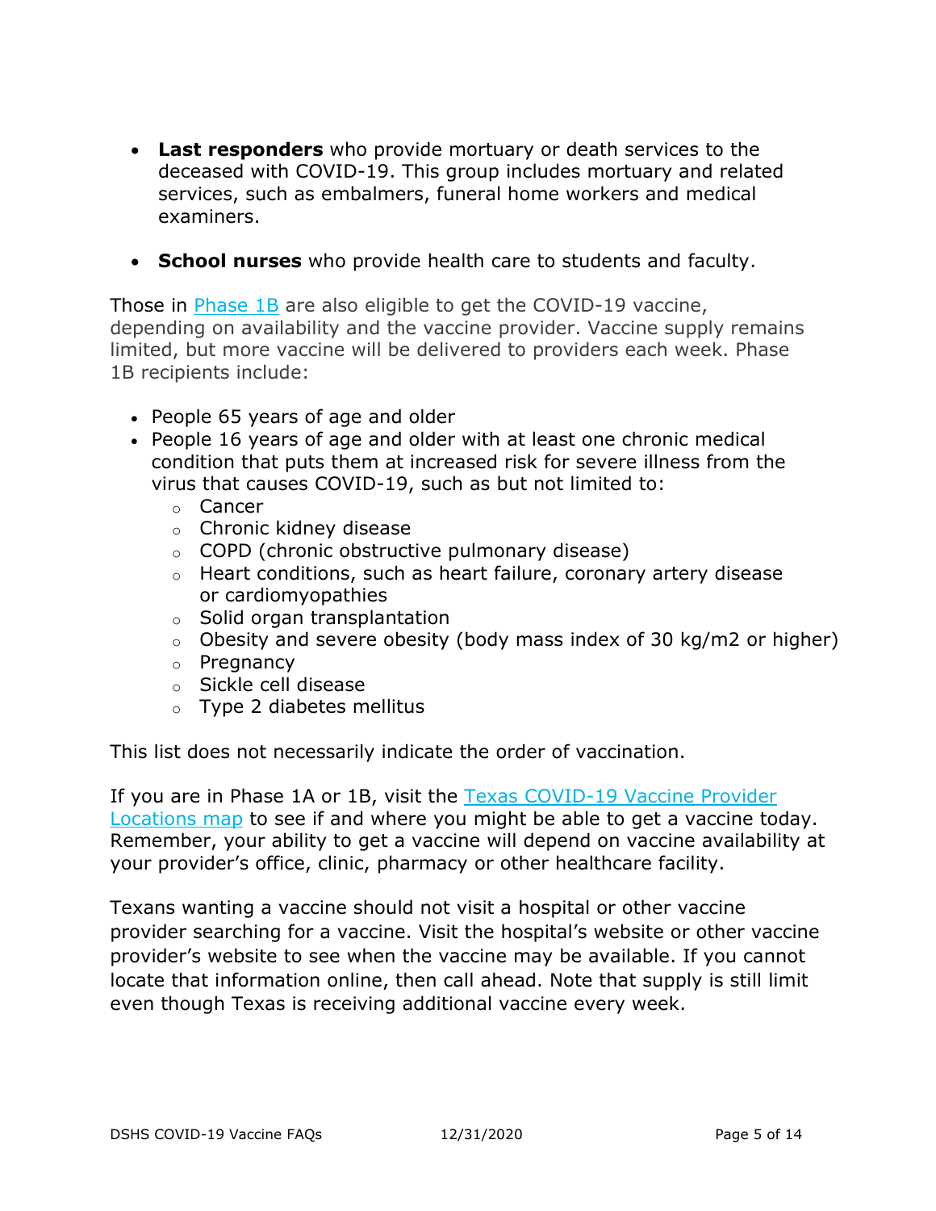- **Last responders** who provide mortuary or death services to the deceased with COVID-19. This group includes mortuary and related services, such as embalmers, funeral home workers and medical examiners.

- **School nurses** who provide health care to students and faculty.

Those in Phase 1B are also eligible to get the COVID-19 vaccine, depending on availability and the vaccine provider. Vaccine supply remains limited, but more vaccine will be delivered to providers each week. Phase 1B recipients include:

- People 65 years of age and older
- People 16 years of age and older with at least one chronic medical condition that puts them at increased risk for severe illness from the virus that causes COVID-19, such as but not limited to:
  - Cancer
  - Chronic kidney disease
  - COPD (chronic obstructive pulmonary disease)
  - Heart conditions, such as heart failure, coronary artery disease or cardiomyopathies
  - Solid organ transplantation
  - Obesity and severe obesity (body mass index of 30 kg/m2 or higher)
  - Pregnancy
  - Sickle cell disease
  - Type 2 diabetes mellitus

This list does not necessarily indicate the order of vaccination.

If you are in Phase 1A or 1B, visit the Texas COVID-19 Vaccine Provider Locations map to see if and where you might be able to get a vaccine today. Remember, your ability to get a vaccine will depend on vaccine availability at your provider's office, clinic, pharmacy or other healthcare facility.

Texans wanting a vaccine should not visit a hospital or other vaccine provider searching for a vaccine. Visit the hospital's website or other vaccine provider's website to see when the vaccine may be available. If you cannot locate that information online, then call ahead. Note that supply is still limit even though Texas is receiving additional vaccine every week.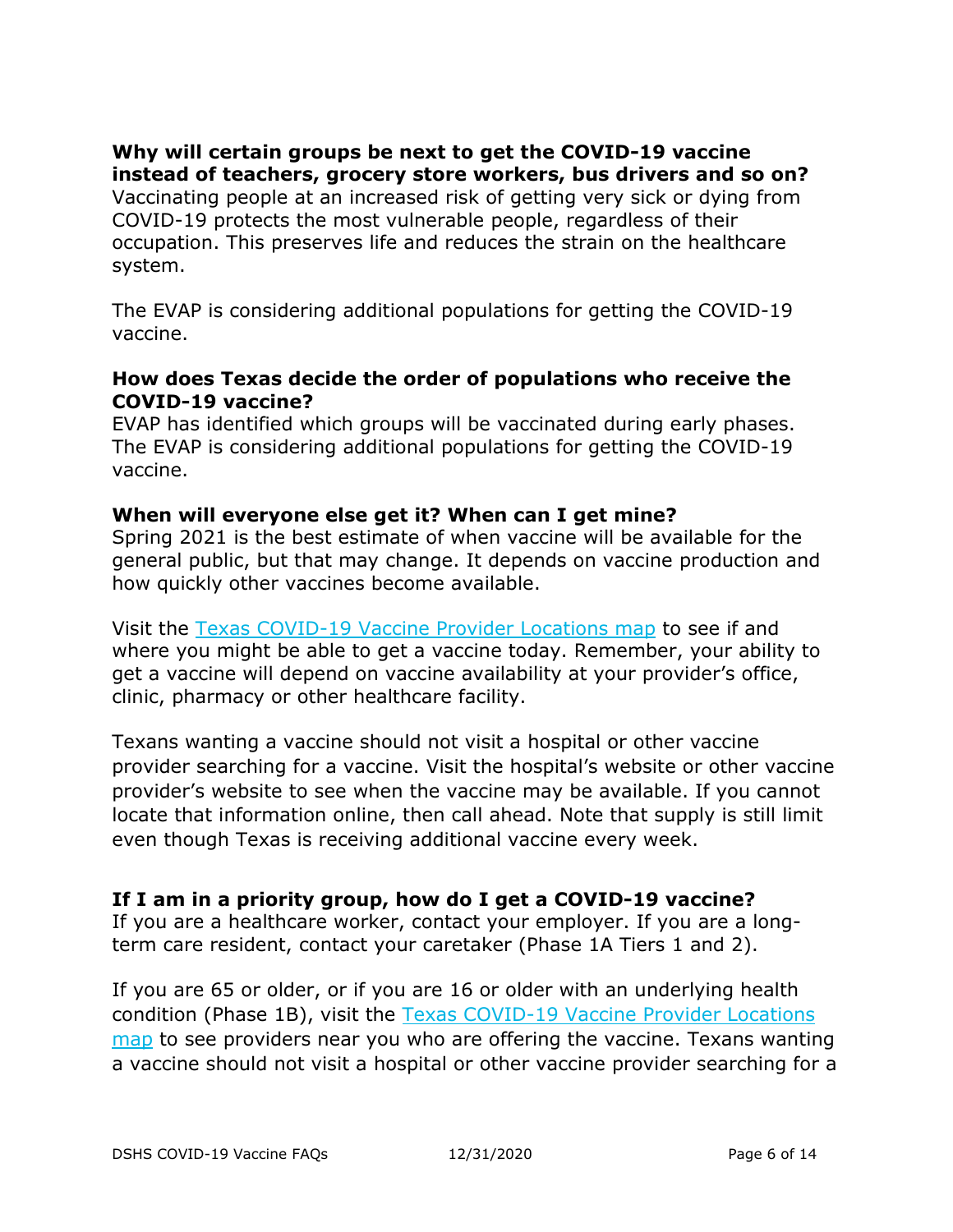**Why will certain groups be next to get the COVID-19 vaccine instead of teachers, grocery store workers, bus drivers and so on?**
Vaccinating people at an increased risk of getting very sick or dying from COVID-19 protects the most vulnerable people, regardless of their occupation. This preserves life and reduces the strain on the healthcare system.

The EVAP is considering additional populations for getting the COVID-19 vaccine.

**How does Texas decide the order of populations who receive the COVID-19 vaccine?**
EVAP has identified which groups will be vaccinated during early phases. The EVAP is considering additional populations for getting the COVID-19 vaccine.

**When will everyone else get it? When can I get mine?**
Spring 2021 is the best estimate of when vaccine will be available for the general public, but that may change. It depends on vaccine production and how quickly other vaccines become available.

Visit the Texas COVID-19 Vaccine Provider Locations map to see if and where you might be able to get a vaccine today. Remember, your ability to get a vaccine will depend on vaccine availability at your provider's office, clinic, pharmacy or other healthcare facility.

Texans wanting a vaccine should not visit a hospital or other vaccine provider searching for a vaccine. Visit the hospital's website or other vaccine provider's website to see when the vaccine may be available. If you cannot locate that information online, then call ahead. Note that supply is still limit even though Texas is receiving additional vaccine every week.

**If I am in a priority group, how do I get a COVID-19 vaccine?**
If you are a healthcare worker, contact your employer. If you are a long-term care resident, contact your caretaker (Phase 1A Tiers 1 and 2).

If you are 65 or older, or if you are 16 or older with an underlying health condition (Phase 1B), visit the Texas COVID-19 Vaccine Provider Locations map to see providers near you who are offering the vaccine. Texans wanting a vaccine should not visit a hospital or other vaccine provider searching for a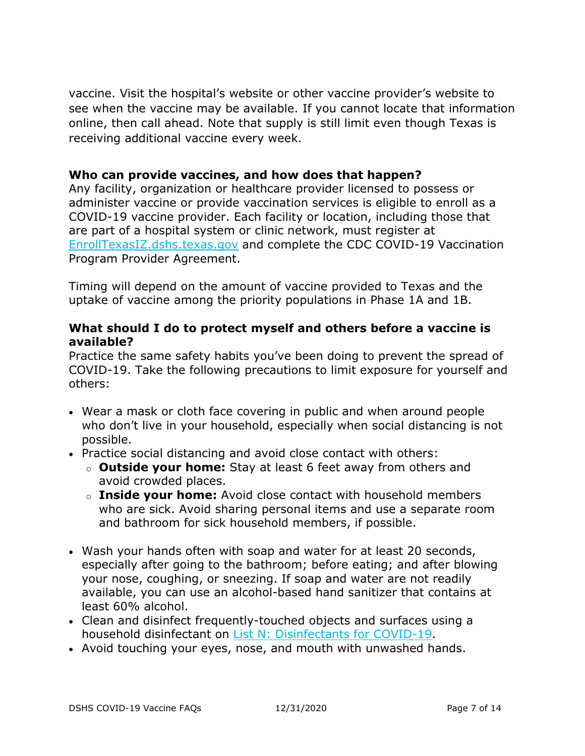vaccine. Visit the hospital's website or other vaccine provider's website to see when the vaccine may be available. If you cannot locate that information online, then call ahead. Note that supply is still limit even though Texas is receiving additional vaccine every week.

**Who can provide vaccines, and how does that happen?**

Any facility, organization or healthcare provider licensed to possess or administer vaccine or provide vaccination services is eligible to enroll as a COVID-19 vaccine provider. Each facility or location, including those that are part of a hospital system or clinic network, must register at [EnrollTexasIZ.dshs.texas.gov](EnrollTexasIZ.dshs.texas.gov) and complete the CDC COVID-19 Vaccination Program Provider Agreement.

Timing will depend on the amount of vaccine provided to Texas and the uptake of vaccine among the priority populations in Phase 1A and 1B.

**What should I do to protect myself and others before a vaccine is available?**

Practice the same safety habits you've been doing to prevent the spread of COVID-19. Take the following precautions to limit exposure for yourself and others:

- Wear a mask or cloth face covering in public and when around people who don't live in your household, especially when social distancing is not possible.
- Practice social distancing and avoid close contact with others:
  - **Outside your home:** Stay at least 6 feet away from others and avoid crowded places.
  - **Inside your home:** Avoid close contact with household members who are sick. Avoid sharing personal items and use a separate room and bathroom for sick household members, if possible.
- Wash your hands often with soap and water for at least 20 seconds, especially after going to the bathroom; before eating; and after blowing your nose, coughing, or sneezing. If soap and water are not readily available, you can use an alcohol-based hand sanitizer that contains at least 60% alcohol.
- Clean and disinfect frequently-touched objects and surfaces using a household disinfectant on List N: Disinfectants for COVID-19.
- Avoid touching your eyes, nose, and mouth with unwashed hands.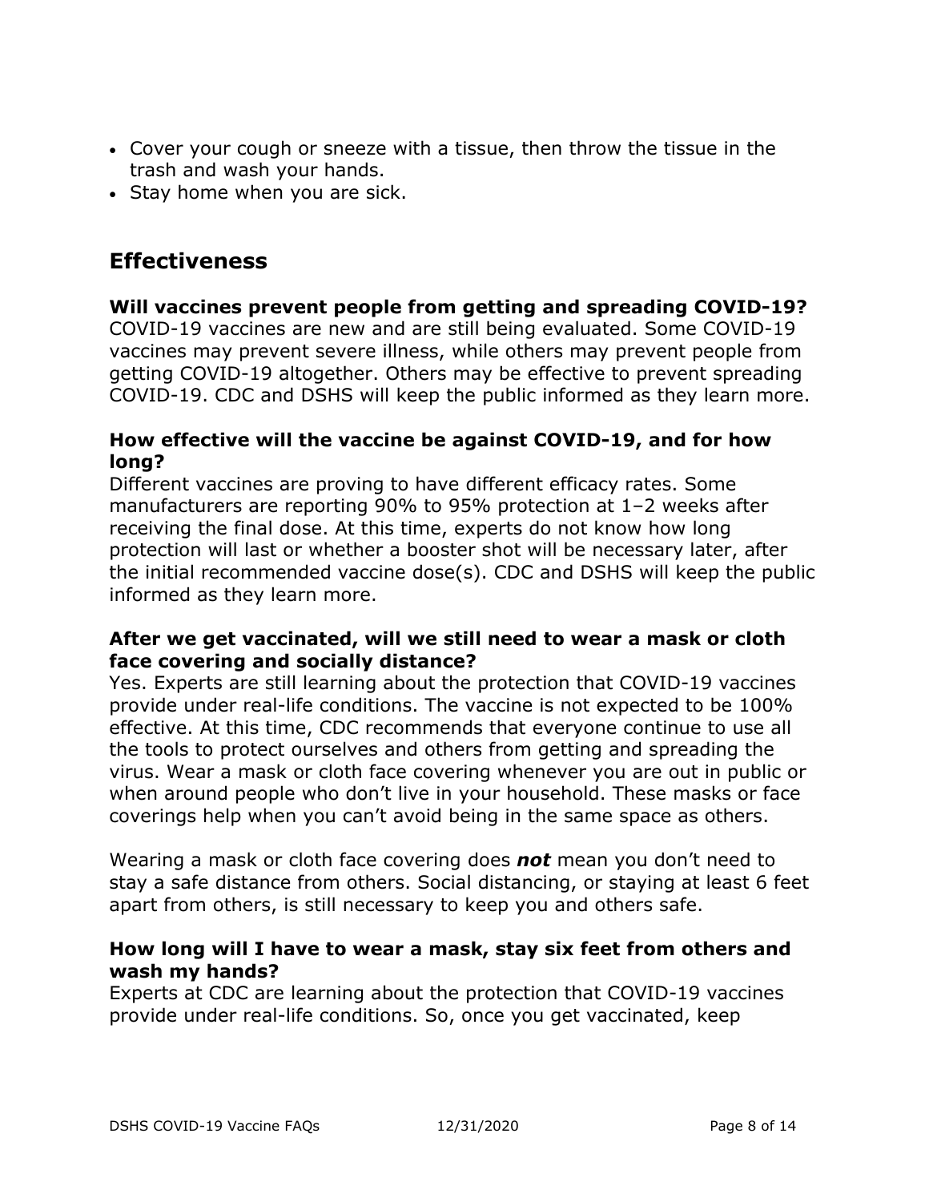- Cover your cough or sneeze with a tissue, then throw the tissue in the trash and wash your hands.
- Stay home when you are sick.

## Effectiveness

### Will vaccines prevent people from getting and spreading COVID-19?

COVID-19 vaccines are new and are still being evaluated. Some COVID-19 vaccines may prevent severe illness, while others may prevent people from getting COVID-19 altogether. Others may be effective to prevent spreading COVID-19. CDC and DSHS will keep the public informed as they learn more.

### How effective will the vaccine be against COVID-19, and for how long?

Different vaccines are proving to have different efficacy rates. Some manufacturers are reporting 90% to 95% protection at 1–2 weeks after receiving the final dose. At this time, experts do not know how long protection will last or whether a booster shot will be necessary later, after the initial recommended vaccine dose(s). CDC and DSHS will keep the public informed as they learn more.

### After we get vaccinated, will we still need to wear a mask or cloth face covering and socially distance?

Yes. Experts are still learning about the protection that COVID-19 vaccines provide under real-life conditions. The vaccine is not expected to be 100% effective. At this time, CDC recommends that everyone continue to use all the tools to protect ourselves and others from getting and spreading the virus. Wear a mask or cloth face covering whenever you are out in public or when around people who don't live in your household. These masks or face coverings help when you can't avoid being in the same space as others.

Wearing a mask or cloth face covering does ***not*** mean you don't need to stay a safe distance from others. Social distancing, or staying at least 6 feet apart from others, is still necessary to keep you and others safe.

### How long will I have to wear a mask, stay six feet from others and wash my hands?

Experts at CDC are learning about the protection that COVID-19 vaccines provide under real-life conditions. So, once you get vaccinated, keep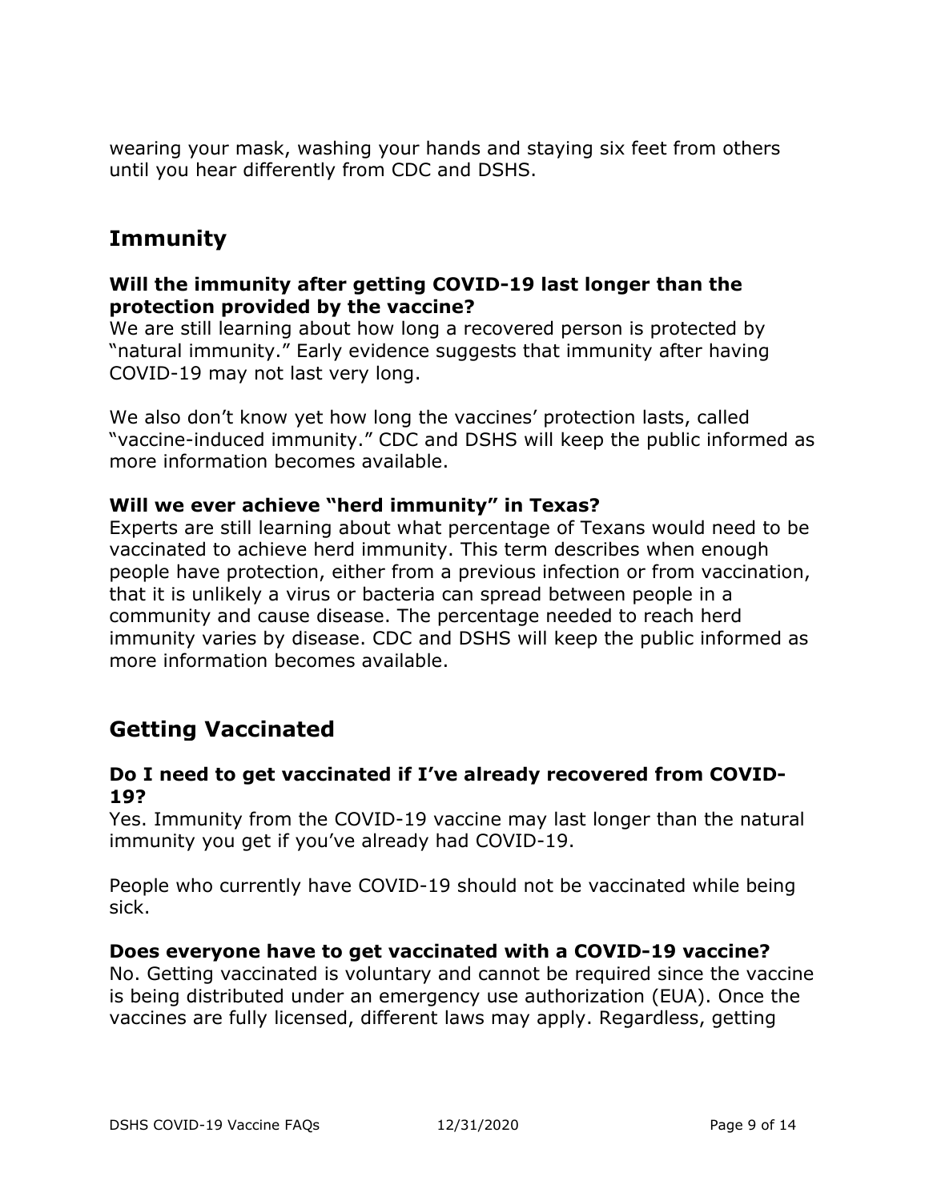wearing your mask, washing your hands and staying six feet from others until you hear differently from CDC and DSHS.

## Immunity

### Will the immunity after getting COVID-19 last longer than the protection provided by the vaccine?

We are still learning about how long a recovered person is protected by "natural immunity." Early evidence suggests that immunity after having COVID-19 may not last very long.

We also don't know yet how long the vaccines' protection lasts, called "vaccine-induced immunity." CDC and DSHS will keep the public informed as more information becomes available.

### Will we ever achieve "herd immunity" in Texas?

Experts are still learning about what percentage of Texans would need to be vaccinated to achieve herd immunity. This term describes when enough people have protection, either from a previous infection or from vaccination, that it is unlikely a virus or bacteria can spread between people in a community and cause disease. The percentage needed to reach herd immunity varies by disease. CDC and DSHS will keep the public informed as more information becomes available.

## Getting Vaccinated

### Do I need to get vaccinated if I've already recovered from COVID-19?

Yes. Immunity from the COVID-19 vaccine may last longer than the natural immunity you get if you've already had COVID-19.

People who currently have COVID-19 should not be vaccinated while being sick.

### Does everyone have to get vaccinated with a COVID-19 vaccine?

No. Getting vaccinated is voluntary and cannot be required since the vaccine is being distributed under an emergency use authorization (EUA). Once the vaccines are fully licensed, different laws may apply. Regardless, getting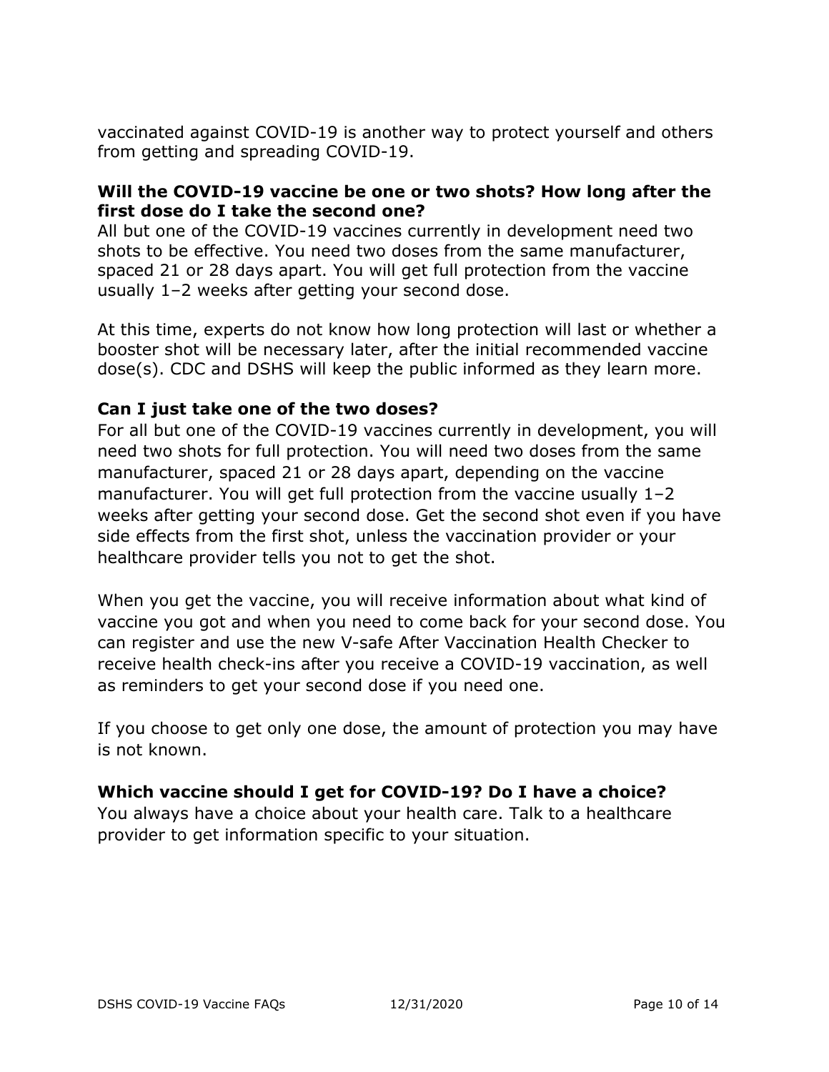vaccinated against COVID-19 is another way to protect yourself and others from getting and spreading COVID-19.

**Will the COVID-19 vaccine be one or two shots? How long after the first dose do I take the second one?**

All but one of the COVID-19 vaccines currently in development need two shots to be effective. You need two doses from the same manufacturer, spaced 21 or 28 days apart. You will get full protection from the vaccine usually 1–2 weeks after getting your second dose.

At this time, experts do not know how long protection will last or whether a booster shot will be necessary later, after the initial recommended vaccine dose(s). CDC and DSHS will keep the public informed as they learn more.

**Can I just take one of the two doses?**

For all but one of the COVID-19 vaccines currently in development, you will need two shots for full protection. You will need two doses from the same manufacturer, spaced 21 or 28 days apart, depending on the vaccine manufacturer. You will get full protection from the vaccine usually 1–2 weeks after getting your second dose. Get the second shot even if you have side effects from the first shot, unless the vaccination provider or your healthcare provider tells you not to get the shot.

When you get the vaccine, you will receive information about what kind of vaccine you got and when you need to come back for your second dose. You can register and use the new V-safe After Vaccination Health Checker to receive health check-ins after you receive a COVID-19 vaccination, as well as reminders to get your second dose if you need one.

If you choose to get only one dose, the amount of protection you may have is not known.

**Which vaccine should I get for COVID-19? Do I have a choice?**

You always have a choice about your health care. Talk to a healthcare provider to get information specific to your situation.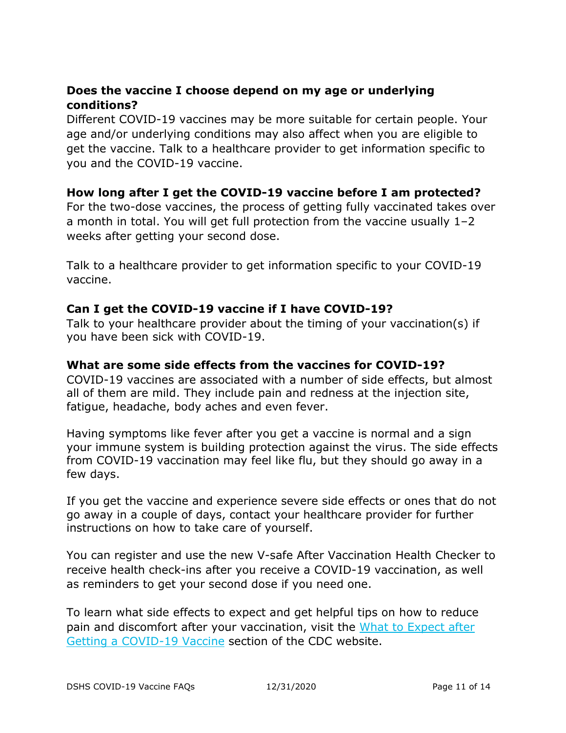### Does the vaccine I choose depend on my age or underlying conditions?

Different COVID-19 vaccines may be more suitable for certain people. Your age and/or underlying conditions may also affect when you are eligible to get the vaccine. Talk to a healthcare provider to get information specific to you and the COVID-19 vaccine.

### How long after I get the COVID-19 vaccine before I am protected?

For the two-dose vaccines, the process of getting fully vaccinated takes over a month in total. You will get full protection from the vaccine usually 1–2 weeks after getting your second dose.

Talk to a healthcare provider to get information specific to your COVID-19 vaccine.

### Can I get the COVID-19 vaccine if I have COVID-19?

Talk to your healthcare provider about the timing of your vaccination(s) if you have been sick with COVID-19.

### What are some side effects from the vaccines for COVID-19?

COVID-19 vaccines are associated with a number of side effects, but almost all of them are mild. They include pain and redness at the injection site, fatigue, headache, body aches and even fever.

Having symptoms like fever after you get a vaccine is normal and a sign your immune system is building protection against the virus. The side effects from COVID-19 vaccination may feel like flu, but they should go away in a few days.

If you get the vaccine and experience severe side effects or ones that do not go away in a couple of days, contact your healthcare provider for further instructions on how to take care of yourself.

You can register and use the new V-safe After Vaccination Health Checker to receive health check-ins after you receive a COVID-19 vaccination, as well as reminders to get your second dose if you need one.

To learn what side effects to expect and get helpful tips on how to reduce pain and discomfort after your vaccination, visit the [What to Expect after Getting a COVID-19 Vaccine] section of the CDC website.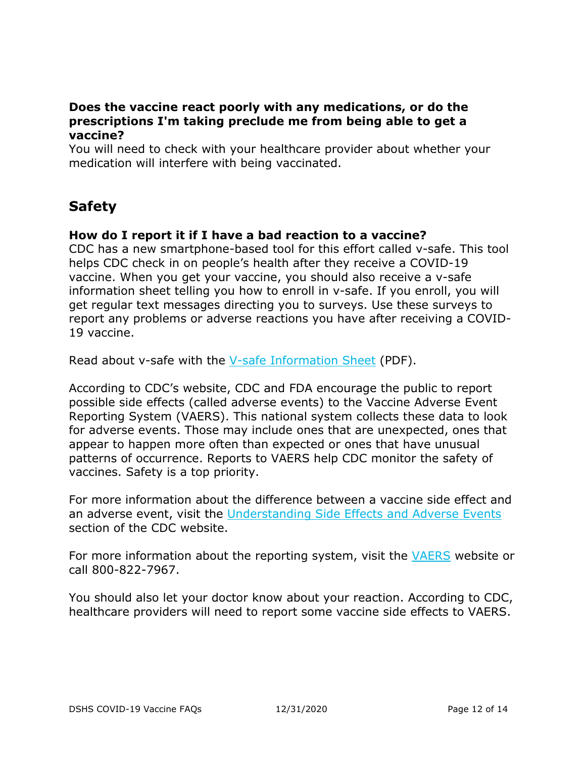**Does the vaccine react poorly with any medications, or do the prescriptions I'm taking preclude me from being able to get a vaccine?**

You will need to check with your healthcare provider about whether your medication will interfere with being vaccinated.

## Safety

**How do I report it if I have a bad reaction to a vaccine?**

CDC has a new smartphone-based tool for this effort called v-safe. This tool helps CDC check in on people's health after they receive a COVID-19 vaccine. When you get your vaccine, you should also receive a v-safe information sheet telling you how to enroll in v-safe. If you enroll, you will get regular text messages directing you to surveys. Use these surveys to report any problems or adverse reactions you have after receiving a COVID-19 vaccine.

Read about v-safe with the V-safe Information Sheet (PDF).

According to CDC's website, CDC and FDA encourage the public to report possible side effects (called adverse events) to the Vaccine Adverse Event Reporting System (VAERS). This national system collects these data to look for adverse events. Those may include ones that are unexpected, ones that appear to happen more often than expected or ones that have unusual patterns of occurrence. Reports to VAERS help CDC monitor the safety of vaccines. Safety is a top priority.

For more information about the difference between a vaccine side effect and an adverse event, visit the Understanding Side Effects and Adverse Events section of the CDC website.

For more information about the reporting system, visit the VAERS website or call 800-822-7967.

You should also let your doctor know about your reaction. According to CDC, healthcare providers will need to report some vaccine side effects to VAERS.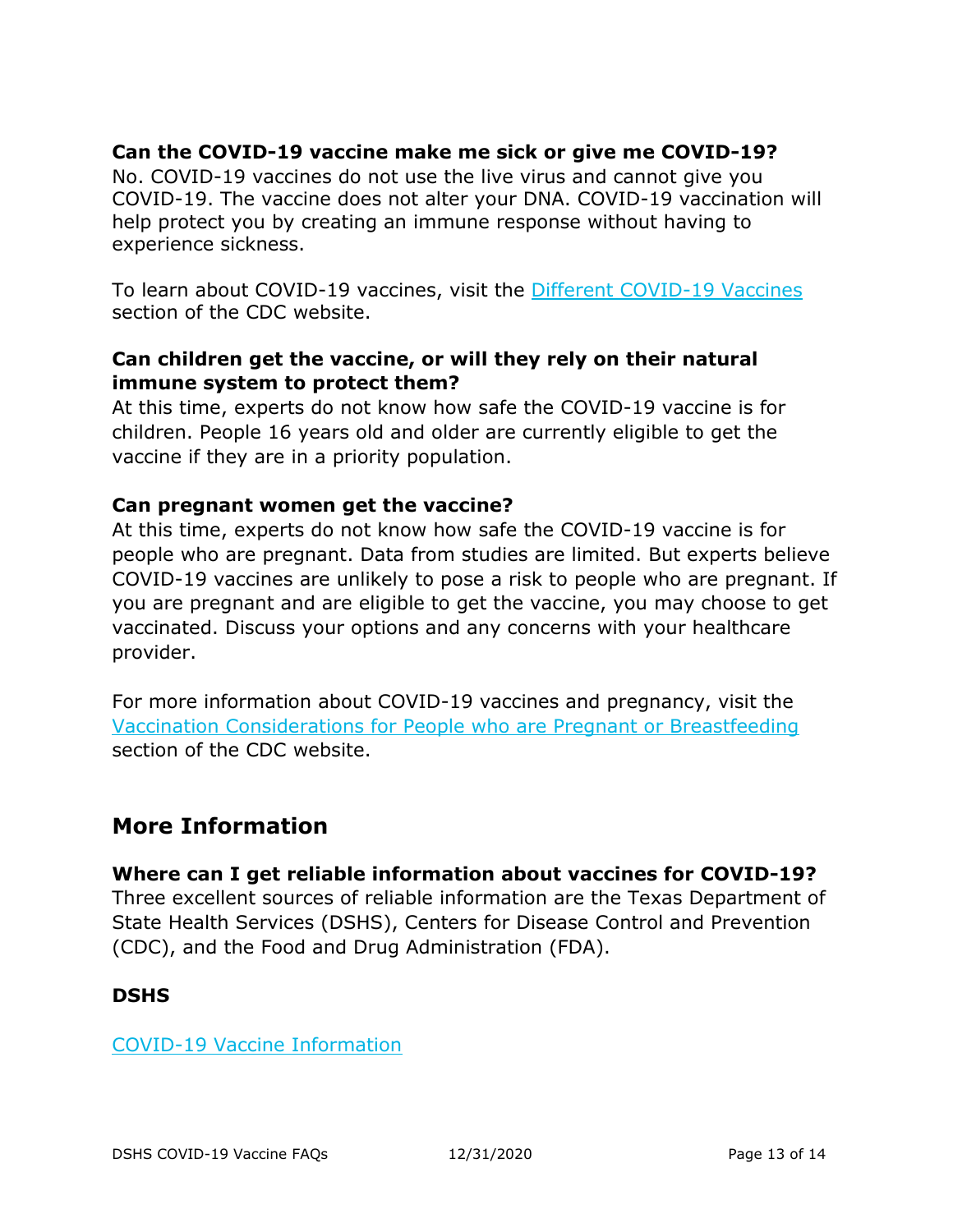**Can the COVID-19 vaccine make me sick or give me COVID-19?**

No. COVID-19 vaccines do not use the live virus and cannot give you COVID-19. The vaccine does not alter your DNA. COVID-19 vaccination will help protect you by creating an immune response without having to experience sickness.

To learn about COVID-19 vaccines, visit the [Different COVID-19 Vaccines]() section of the CDC website.

**Can children get the vaccine, or will they rely on their natural immune system to protect them?**

At this time, experts do not know how safe the COVID-19 vaccine is for children. People 16 years old and older are currently eligible to get the vaccine if they are in a priority population.

**Can pregnant women get the vaccine?**

At this time, experts do not know how safe the COVID-19 vaccine is for people who are pregnant. Data from studies are limited. But experts believe COVID-19 vaccines are unlikely to pose a risk to people who are pregnant. If you are pregnant and are eligible to get the vaccine, you may choose to get vaccinated. Discuss your options and any concerns with your healthcare provider.

For more information about COVID-19 vaccines and pregnancy, visit the [Vaccination Considerations for People who are Pregnant or Breastfeeding]() section of the CDC website.

## More Information

**Where can I get reliable information about vaccines for COVID-19?**

Three excellent sources of reliable information are the Texas Department of State Health Services (DSHS), Centers for Disease Control and Prevention (CDC), and the Food and Drug Administration (FDA).

### DSHS

[COVID-19 Vaccine Information]()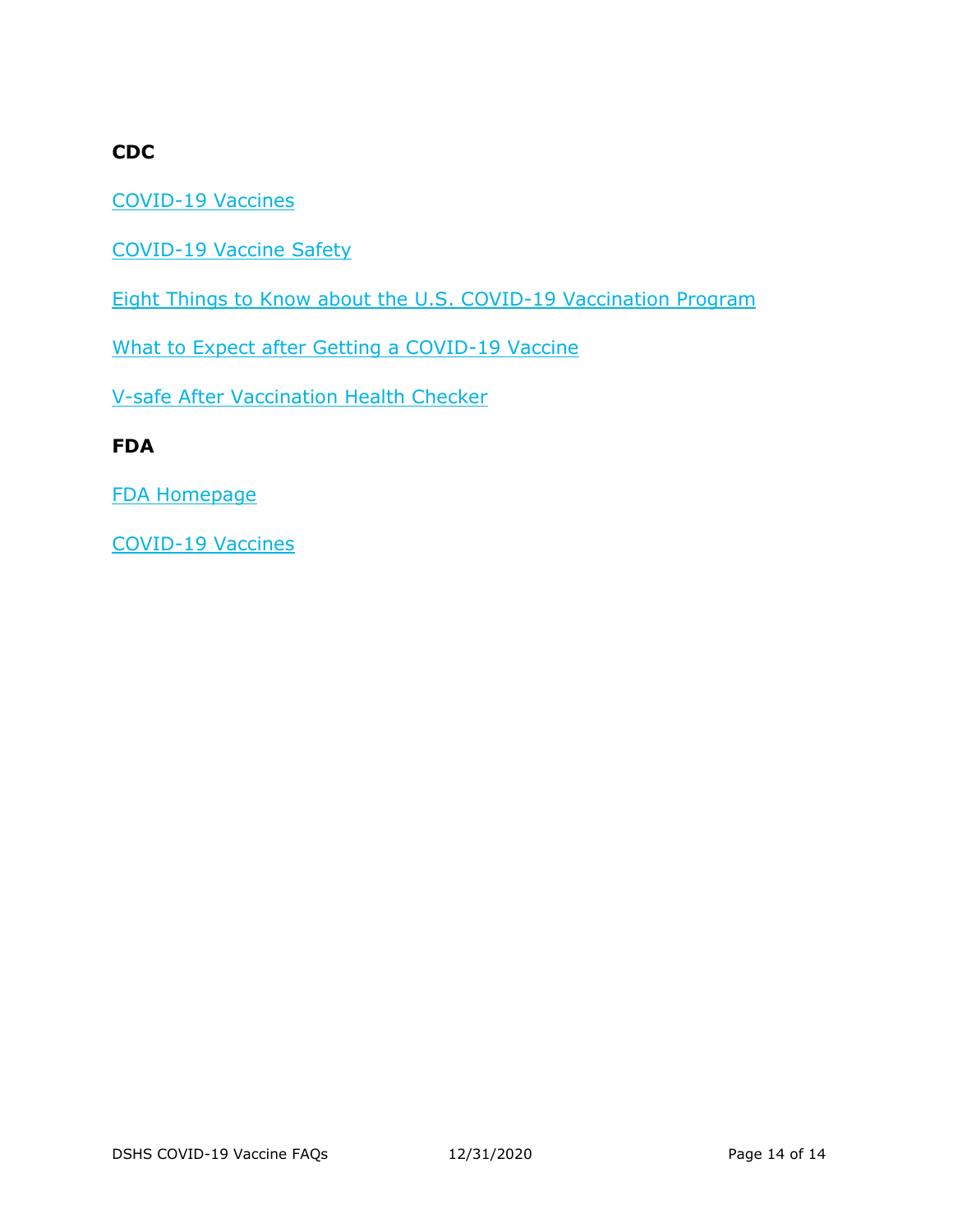**CDC**

COVID-19 Vaccines

COVID-19 Vaccine Safety

Eight Things to Know about the U.S. COVID-19 Vaccination Program

What to Expect after Getting a COVID-19 Vaccine

V-safe After Vaccination Health Checker

**FDA**

FDA Homepage

COVID-19 Vaccines